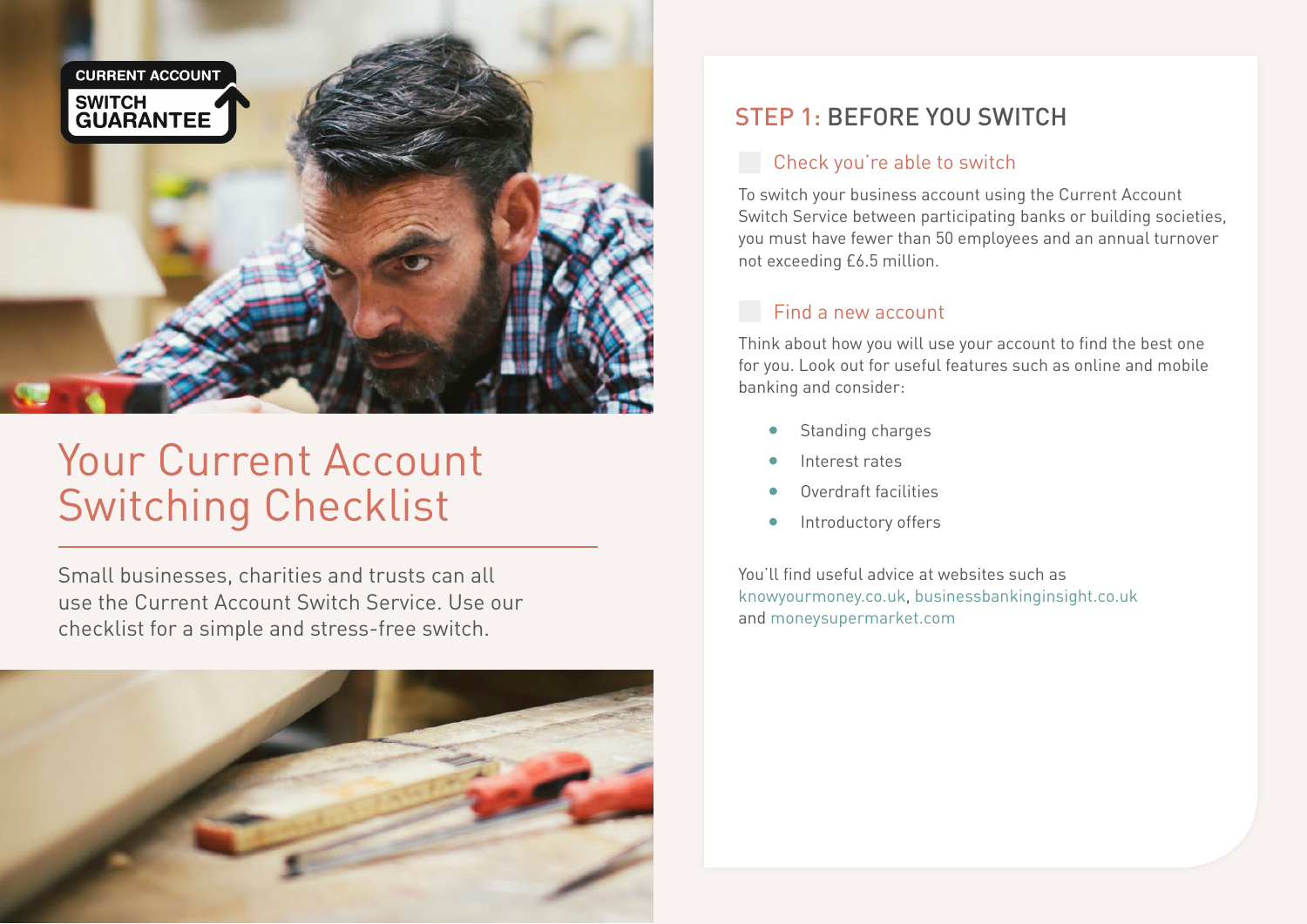CURRENT ACCOUNT SWITCH GUARANTEE

# Your Current Account Switching Checklist

Small businesses, charities and trusts can all use the Current Account Switch Service. Use our checklist for a simple and stress-free switch.

## STEP 1: BEFORE YOU SWITCH

### Check you're able to switch

To switch your business account using the Current Account Switch Service between participating banks or building societies, you must have fewer than 50 employees and an annual turnover not exceeding £6.5 million.

### Find a new account

Think about how you will use your account to find the best one for you. Look out for useful features such as online and mobile banking and consider:

- Standing charges
- Interest rates
- Overdraft facilities
- Introductory offers

You'll find useful advice at websites such as knowyourmoney.co.uk, businessbankinginsight.co.uk and moneysupermarket.com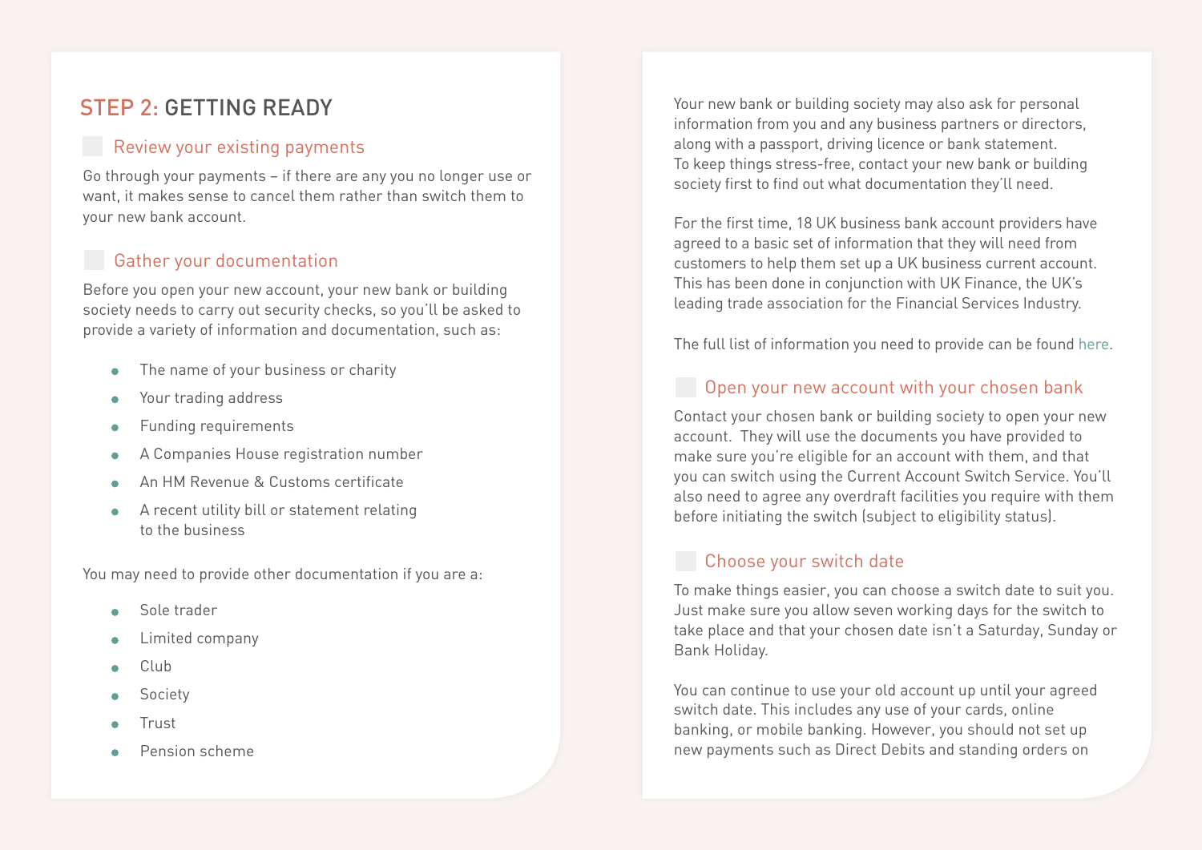## STEP 2: GETTING READY

### Review your existing payments

Go through your payments – if there are any you no longer use or want, it makes sense to cancel them rather than switch them to your new bank account.

### Gather your documentation

Before you open your new account, your new bank or building society needs to carry out security checks, so you'll be asked to provide a variety of information and documentation, such as:

- The name of your business or charity
- Your trading address
- Funding requirements
- A Companies House registration number
- An HM Revenue & Customs certificate
- A recent utility bill or statement relating to the business

You may need to provide other documentation if you are a:

- Sole trader
- Limited company
- Club
- Society
- Trust
- Pension scheme

Your new bank or building society may also ask for personal information from you and any business partners or directors, along with a passport, driving licence or bank statement. To keep things stress-free, contact your new bank or building society first to find out what documentation they'll need.

For the first time, 18 UK business bank account providers have agreed to a basic set of information that they will need from customers to help them set up a UK business current account. This has been done in conjunction with UK Finance, the UK's leading trade association for the Financial Services Industry.

The full list of information you need to provide can be found here.

### Open your new account with your chosen bank

Contact your chosen bank or building society to open your new account. They will use the documents you have provided to make sure you're eligible for an account with them, and that you can switch using the Current Account Switch Service. You'll also need to agree any overdraft facilities you require with them before initiating the switch (subject to eligibility status).

### Choose your switch date

To make things easier, you can choose a switch date to suit you. Just make sure you allow seven working days for the switch to take place and that your chosen date isn't a Saturday, Sunday or Bank Holiday.

You can continue to use your old account up until your agreed switch date. This includes any use of your cards, online banking, or mobile banking. However, you should not set up new payments such as Direct Debits and standing orders on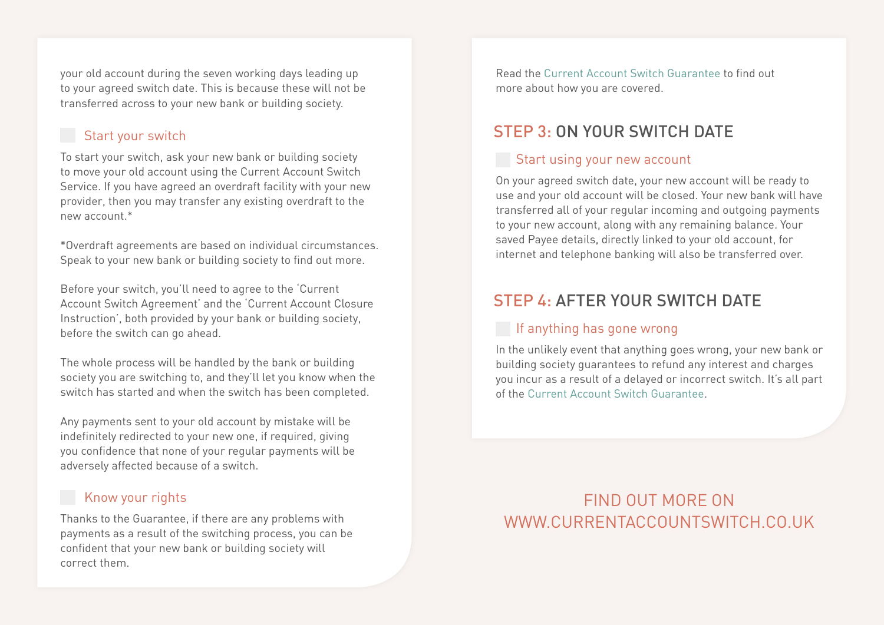your old account during the seven working days leading up to your agreed switch date. This is because these will not be transferred across to your new bank or building society.

### Start your switch

To start your switch, ask your new bank or building society to move your old account using the Current Account Switch Service. If you have agreed an overdraft facility with your new provider, then you may transfer any existing overdraft to the new account.*

*Overdraft agreements are based on individual circumstances. Speak to your new bank or building society to find out more.

Before your switch, you'll need to agree to the 'Current Account Switch Agreement' and the 'Current Account Closure Instruction', both provided by your bank or building society, before the switch can go ahead.

The whole process will be handled by the bank or building society you are switching to, and they'll let you know when the switch has started and when the switch has been completed.

Any payments sent to your old account by mistake will be indefinitely redirected to your new one, if required, giving you confidence that none of your regular payments will be adversely affected because of a switch.

### Know your rights

Thanks to the Guarantee, if there are any problems with payments as a result of the switching process, you can be confident that your new bank or building society will correct them.

Read the Current Account Switch Guarantee to find out more about how you are covered.

## STEP 3: ON YOUR SWITCH DATE

### Start using your new account

On your agreed switch date, your new account will be ready to use and your old account will be closed. Your new bank will have transferred all of your regular incoming and outgoing payments to your new account, along with any remaining balance. Your saved Payee details, directly linked to your old account, for internet and telephone banking will also be transferred over.

## STEP 4: AFTER YOUR SWITCH DATE

### If anything has gone wrong

In the unlikely event that anything goes wrong, your new bank or building society guarantees to refund any interest and charges you incur as a result of a delayed or incorrect switch. It's all part of the Current Account Switch Guarantee.

FIND OUT MORE ON
WWW.CURRENTACCOUNTSWITCH.CO.UK